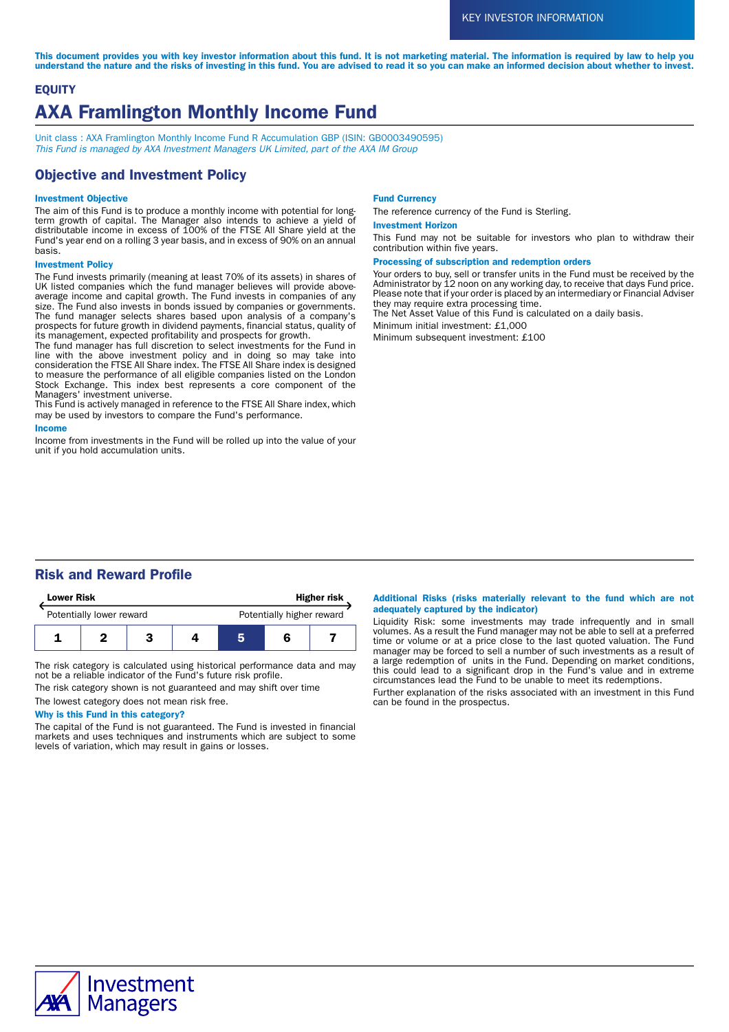KEY INVESTOR INFORMATION

**This document provides you with key investor information about this fund. It is not marketing material. The information is required by law to help you understand the nature and the risks of investing in this fund. You are advised to read it so you can make an informed decision about whether to invest.**

**EQUITY**

# AXA Framlington Monthly Income Fund

Unit class : AXA Framlington Monthly Income Fund R Accumulation GBP (ISIN: GB0003490595)
*This Fund is managed by AXA Investment Managers UK Limited, part of the AXA IM Group*

## Objective and Investment Policy

### Investment Objective

The aim of this Fund is to produce a monthly income with potential for long-term growth of capital. The Manager also intends to achieve a yield of distributable income in excess of 100% of the FTSE All Share yield at the Fund's year end on a rolling 3 year basis, and in excess of 90% on an annual basis.

### Investment Policy

The Fund invests primarily (meaning at least 70% of its assets) in shares of UK listed companies which the fund manager believes will provide above-average income and capital growth. The Fund invests in companies of any size. The Fund also invests in bonds issued by companies or governments. The fund manager selects shares based upon analysis of a company's prospects for future growth in dividend payments, financial status, quality of its management, expected profitability and prospects for growth.
The fund manager has full discretion to select investments for the Fund in line with the above investment policy and in doing so may take into consideration the FTSE All Share index. The FTSE All Share index is designed to measure the performance of all eligible companies listed on the London Stock Exchange. This index best represents a core component of the Managers' investment universe.
This Fund is actively managed in reference to the FTSE All Share index, which may be used by investors to compare the Fund's performance.

### Income

Income from investments in the Fund will be rolled up into the value of your unit if you hold accumulation units.

### Fund Currency

The reference currency of the Fund is Sterling.

### Investment Horizon

This Fund may not be suitable for investors who plan to withdraw their contribution within five years.

### Processing of subscription and redemption orders

Your orders to buy, sell or transfer units in the Fund must be received by the Administrator by 12 noon on any working day, to receive that days Fund price. Please note that if your order is placed by an intermediary or Financial Adviser they may require extra processing time.
The Net Asset Value of this Fund is calculated on a daily basis.

Minimum initial investment: £1,000

Minimum subsequent investment: £100

## Risk and Reward Profile

| Lower Risk | | | | | | Higher risk |
|---|---|---|---|---|---|---|
| Potentially lower reward | | | | | | Potentially higher reward |
| 1 | 2 | 3 | 4 | **5** | 6 | 7 |

The risk category is calculated using historical performance data and may not be a reliable indicator of the Fund's future risk profile.

The risk category shown is not guaranteed and may shift over time

The lowest category does not mean risk free.

### Why is this Fund in this category?

The capital of the Fund is not guaranteed. The Fund is invested in financial markets and uses techniques and instruments which are subject to some levels of variation, which may result in gains or losses.

### Additional Risks (risks materially relevant to the fund which are not adequately captured by the indicator)

Liquidity Risk: some investments may trade infrequently and in small volumes. As a result the Fund manager may not be able to sell at a preferred time or volume or at a price close to the last quoted valuation. The Fund manager may be forced to sell a number of such investments as a result of a large redemption of units in the Fund. Depending on market conditions, this could lead to a significant drop in the Fund's value and in extreme circumstances lead the Fund to be unable to meet its redemptions.

Further explanation of the risks associated with an investment in this Fund can be found in the prospectus.

AXA Investment Managers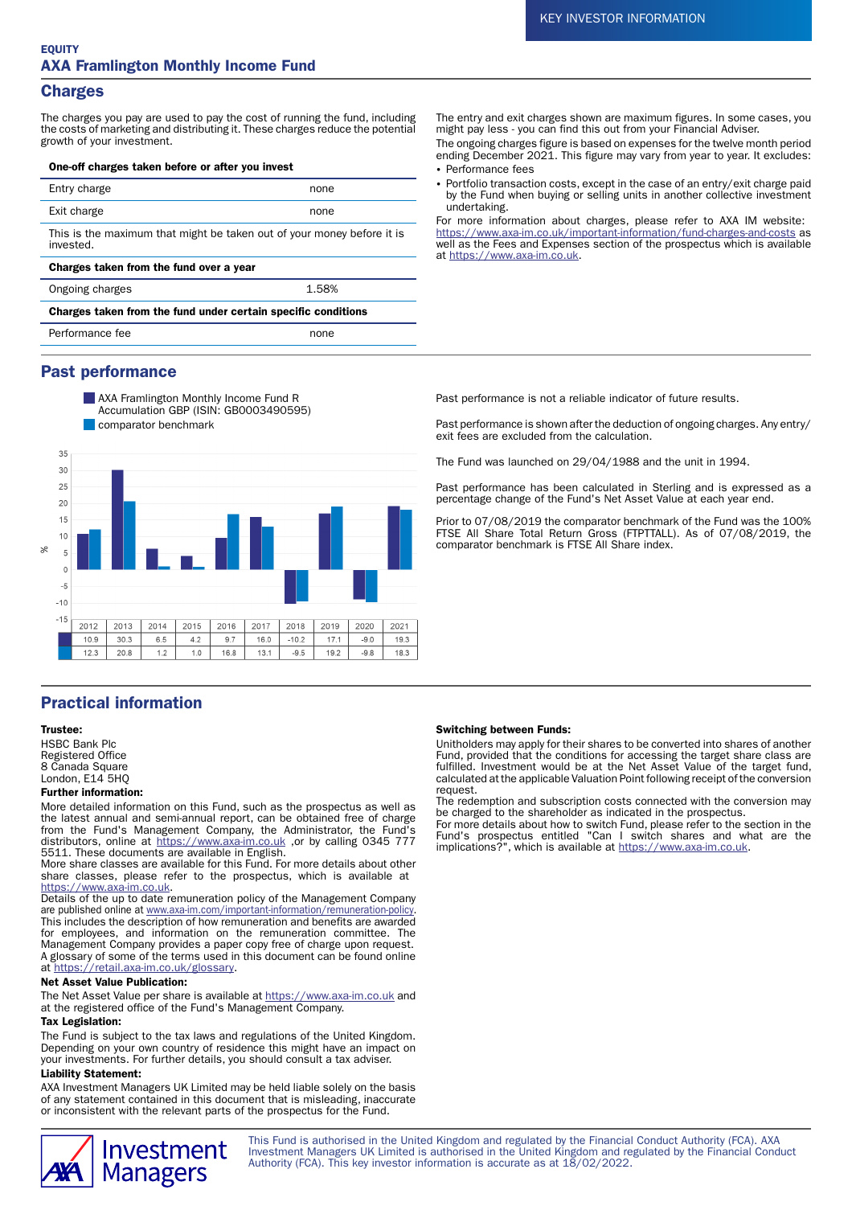EQUITY

## AXA Framlington Monthly Income Fund

## Charges

The charges you pay are used to pay the cost of running the fund, including the costs of marketing and distributing it. These charges reduce the potential growth of your investment.

| One-off charges taken before or after you invest | |
|---|---|
| Entry charge | none |
| Exit charge | none |
| This is the maximum that might be taken out of your money before it is invested. | |
| **Charges taken from the fund over a year** | |
| Ongoing charges | 1.58% |
| **Charges taken from the fund under certain specific conditions** | |
| Performance fee | none |

The entry and exit charges shown are maximum figures. In some cases, you might pay less - you can find this out from your Financial Adviser.

The ongoing charges figure is based on expenses for the twelve month period ending December 2021. This figure may vary from year to year. It excludes:

- Performance fees
- Portfolio transaction costs, except in the case of an entry/exit charge paid by the Fund when buying or selling units in another collective investment undertaking.

For more information about charges, please refer to AXA IM website: https://www.axa-im.co.uk/important-information/fund-charges-and-costs as well as the Fees and Expenses section of the prospectus which is available at https://www.axa-im.co.uk.

## Past performance

AXA Framlington Monthly Income Fund R Accumulation GBP (ISIN: GB0003490595)
comparator benchmark

%
35
30
25
20
15
10
5
0
-5
-10
-15

2012 2013 2014 2015 2016 2017 2018 2019 2020 2021
10.9 30.3 6.5 4.2 9.7 16.0 -10.2 17.1 -9.0 19.3
12.3 20.8 1.2 1.0 16.8 13.1 -9.5 19.2 -9.8 18.3

Past performance is not a reliable indicator of future results.

Past performance is shown after the deduction of ongoing charges. Any entry/exit fees are excluded from the calculation.

The Fund was launched on 29/04/1988 and the unit in 1994.

Past performance has been calculated in Sterling and is expressed as a percentage change of the Fund's Net Asset Value at each year end.

Prior to 07/08/2019 the comparator benchmark of the Fund was the 100% FTSE All Share Total Return Gross (FTPTTALL). As of 07/08/2019, the comparator benchmark is FTSE All Share index.

## Practical information

**Trustee:**
HSBC Bank Plc
Registered Office
8 Canada Square
London, E14 5HQ

**Further information:**

More detailed information on this Fund, such as the prospectus as well as the latest annual and semi-annual report, can be obtained free of charge from the Fund's Management Company, the Administrator, the Fund's distributors, online at https://www.axa-im.co.uk ,or by calling 0345 777 5511. These documents are available in English.

More share classes are available for this Fund. For more details about other share classes, please refer to the prospectus, which is available at https://www.axa-im.co.uk.

Details of the up to date remuneration policy of the Management Company are published online at www.axa-im.com/important-information/remuneration-policy. This includes the description of how remuneration and benefits are awarded for employees, and information on the remuneration committee. The Management Company provides a paper copy free of charge upon request. A glossary of some of the terms used in this document can be found online at https://retail.axa-im.co.uk/glossary.

**Net Asset Value Publication:**

The Net Asset Value per share is available at https://www.axa-im.co.uk and at the registered office of the Fund's Management Company.

**Tax Legislation:**

The Fund is subject to the tax laws and regulations of the United Kingdom. Depending on your own country of residence this might have an impact on your investments. For further details, you should consult a tax adviser.

**Liability Statement:**

AXA Investment Managers UK Limited may be held liable solely on the basis of any statement contained in this document that is misleading, inaccurate or inconsistent with the relevant parts of the prospectus for the Fund.

**Switching between Funds:**

Unitholders may apply for their shares to be converted into shares of another Fund, provided that the conditions for accessing the target share class are fulfilled. Investment would be at the Net Asset Value of the target fund, calculated at the applicable Valuation Point following receipt of the conversion request.

The redemption and subscription costs connected with the conversion may be charged to the shareholder as indicated in the prospectus.

For more details about how to switch Fund, please refer to the section in the Fund's prospectus entitled "Can I switch shares and what are the implications?", which is available at https://www.axa-im.co.uk.

This Fund is authorised in the United Kingdom and regulated by the Financial Conduct Authority (FCA). AXA Investment Managers UK Limited is authorised in the United Kingdom and regulated by the Financial Conduct Authority (FCA). This key investor information is accurate as at 18/02/2022.